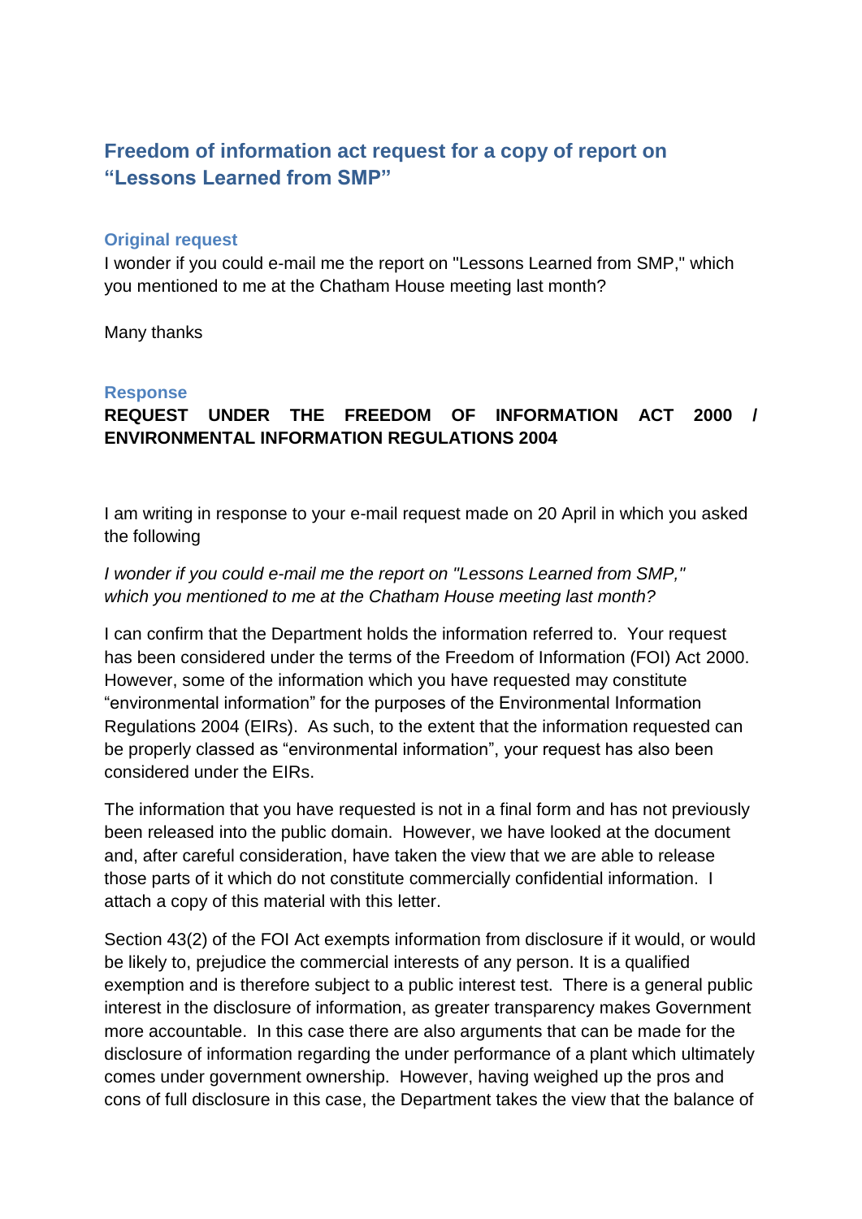# Freedom of information act request for a copy of report on "Lessons Learned from SMP"

## Original request

I wonder if you could e-mail me the report on "Lessons Learned from SMP," which you mentioned to me at the Chatham House meeting last month?

Many thanks

## Response

**REQUEST UNDER THE FREEDOM OF INFORMATION ACT 2000 / ENVIRONMENTAL INFORMATION REGULATIONS 2004**

I am writing in response to your e-mail request made on 20 April in which you asked the following

*I wonder if you could e-mail me the report on "Lessons Learned from SMP," which you mentioned to me at the Chatham House meeting last month?*

I can confirm that the Department holds the information referred to. Your request has been considered under the terms of the Freedom of Information (FOI) Act 2000. However, some of the information which you have requested may constitute "environmental information" for the purposes of the Environmental Information Regulations 2004 (EIRs). As such, to the extent that the information requested can be properly classed as "environmental information", your request has also been considered under the EIRs.

The information that you have requested is not in a final form and has not previously been released into the public domain. However, we have looked at the document and, after careful consideration, have taken the view that we are able to release those parts of it which do not constitute commercially confidential information. I attach a copy of this material with this letter.

Section 43(2) of the FOI Act exempts information from disclosure if it would, or would be likely to, prejudice the commercial interests of any person. It is a qualified exemption and is therefore subject to a public interest test. There is a general public interest in the disclosure of information, as greater transparency makes Government more accountable. In this case there are also arguments that can be made for the disclosure of information regarding the under performance of a plant which ultimately comes under government ownership. However, having weighed up the pros and cons of full disclosure in this case, the Department takes the view that the balance of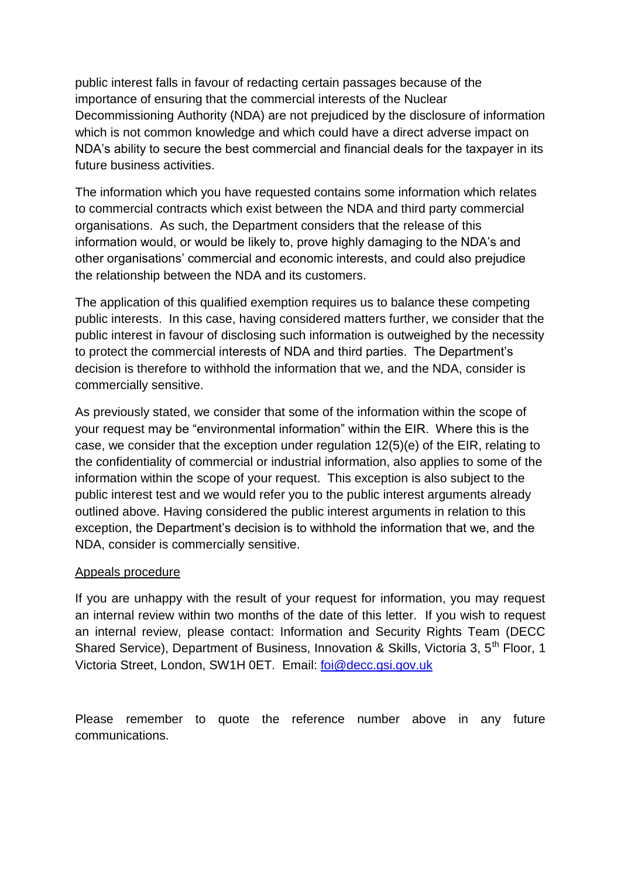public interest falls in favour of redacting certain passages because of the importance of ensuring that the commercial interests of the Nuclear Decommissioning Authority (NDA) are not prejudiced by the disclosure of information which is not common knowledge and which could have a direct adverse impact on NDA's ability to secure the best commercial and financial deals for the taxpayer in its future business activities.

The information which you have requested contains some information which relates to commercial contracts which exist between the NDA and third party commercial organisations. As such, the Department considers that the release of this information would, or would be likely to, prove highly damaging to the NDA's and other organisations' commercial and economic interests, and could also prejudice the relationship between the NDA and its customers.

The application of this qualified exemption requires us to balance these competing public interests. In this case, having considered matters further, we consider that the public interest in favour of disclosing such information is outweighed by the necessity to protect the commercial interests of NDA and third parties. The Department's decision is therefore to withhold the information that we, and the NDA, consider is commercially sensitive.

As previously stated, we consider that some of the information within the scope of your request may be "environmental information" within the EIR. Where this is the case, we consider that the exception under regulation 12(5)(e) of the EIR, relating to the confidentiality of commercial or industrial information, also applies to some of the information within the scope of your request. This exception is also subject to the public interest test and we would refer you to the public interest arguments already outlined above. Having considered the public interest arguments in relation to this exception, the Department's decision is to withhold the information that we, and the NDA, consider is commercially sensitive.

<u>Appeals procedure</u>

If you are unhappy with the result of your request for information, you may request an internal review within two months of the date of this letter. If you wish to request an internal review, please contact: Information and Security Rights Team (DECC Shared Service), Department of Business, Innovation & Skills, Victoria 3, 5th Floor, 1 Victoria Street, London, SW1H 0ET. Email: foi@decc.gsi.gov.uk

Please remember to quote the reference number above in any future communications.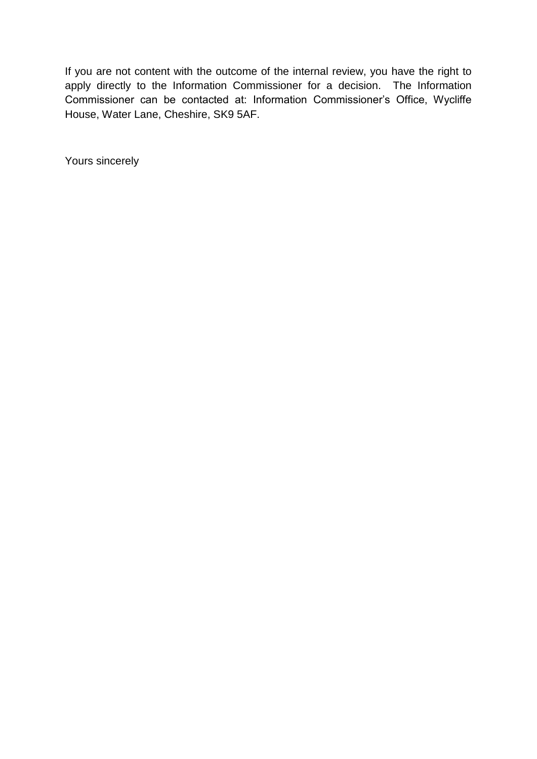If you are not content with the outcome of the internal review, you have the right to apply directly to the Information Commissioner for a decision. The Information Commissioner can be contacted at: Information Commissioner's Office, Wycliffe House, Water Lane, Cheshire, SK9 5AF.

Yours sincerely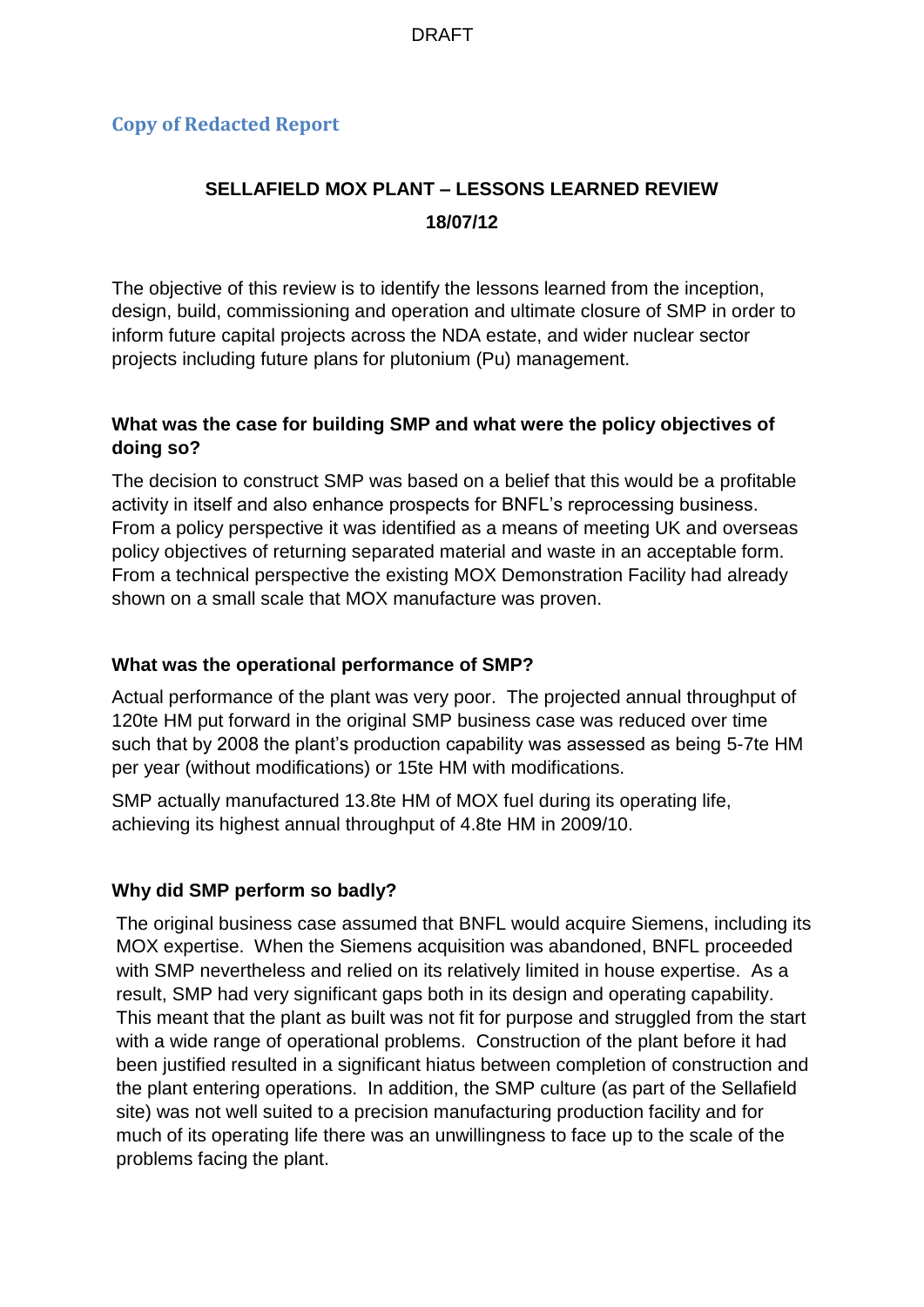DRAFT

## Copy of Redacted Report

### SELLAFIELD MOX PLANT – LESSONS LEARNED REVIEW

**18/07/12**

The objective of this review is to identify the lessons learned from the inception, design, build, commissioning and operation and ultimate closure of SMP in order to inform future capital projects across the NDA estate, and wider nuclear sector projects including future plans for plutonium (Pu) management.

**What was the case for building SMP and what were the policy objectives of doing so?**

The decision to construct SMP was based on a belief that this would be a profitable activity in itself and also enhance prospects for BNFL's reprocessing business. From a policy perspective it was identified as a means of meeting UK and overseas policy objectives of returning separated material and waste in an acceptable form. From a technical perspective the existing MOX Demonstration Facility had already shown on a small scale that MOX manufacture was proven.

**What was the operational performance of SMP?**

Actual performance of the plant was very poor. The projected annual throughput of 120te HM put forward in the original SMP business case was reduced over time such that by 2008 the plant's production capability was assessed as being 5-7te HM per year (without modifications) or 15te HM with modifications.

SMP actually manufactured 13.8te HM of MOX fuel during its operating life, achieving its highest annual throughput of 4.8te HM in 2009/10.

**Why did SMP perform so badly?**

The original business case assumed that BNFL would acquire Siemens, including its MOX expertise. When the Siemens acquisition was abandoned, BNFL proceeded with SMP nevertheless and relied on its relatively limited in house expertise. As a result, SMP had very significant gaps both in its design and operating capability. This meant that the plant as built was not fit for purpose and struggled from the start with a wide range of operational problems. Construction of the plant before it had been justified resulted in a significant hiatus between completion of construction and the plant entering operations. In addition, the SMP culture (as part of the Sellafield site) was not well suited to a precision manufacturing production facility and for much of its operating life there was an unwillingness to face up to the scale of the problems facing the plant.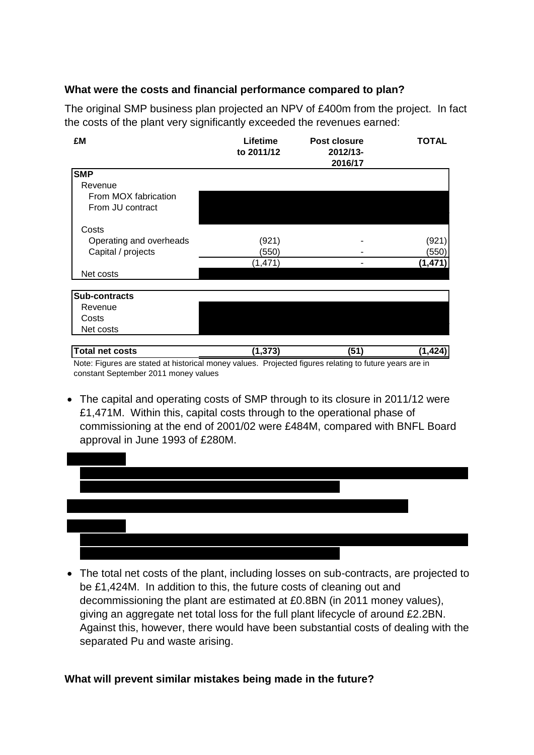**What were the costs and financial performance compared to plan?**

The original SMP business plan projected an NPV of £400m from the project. In fact the costs of the plant very significantly exceeded the revenues earned:

| £M | Lifetime to 2011/12 | Post closure 2012/13-2016/17 | TOTAL |
|---|---|---|---|
| **SMP** | | | |
| Revenue | | | |
| From MOX fabrication | | | |
| From JU contract | | | |
| Costs | | | |
| Operating and overheads | (921) | - | (921) |
| Capital / projects | (550) | - | (550) |
| | (1,471) | - | **(1,471)** |
| Net costs | | | |
| **Sub-contracts** | | | |
| Revenue | | | |
| Costs | | | |
| Net costs | | | |
| **Total net costs** | **(1,373)** | **(51)** | **(1,424)** |

Note: Figures are stated at historical money values. Projected figures relating to future years are in constant September 2011 money values

- The capital and operating costs of SMP through to its closure in 2011/12 were £1,471M. Within this, capital costs through to the operational phase of commissioning at the end of 2001/02 were £484M, compared with BNFL Board approval in June 1993 of £280M.

- The total net costs of the plant, including losses on sub-contracts, are projected to be £1,424M. In addition to this, the future costs of cleaning out and decommissioning the plant are estimated at £0.8BN (in 2011 money values), giving an aggregate net total loss for the full plant lifecycle of around £2.2BN. Against this, however, there would have been substantial costs of dealing with the separated Pu and waste arising.

**What will prevent similar mistakes being made in the future?**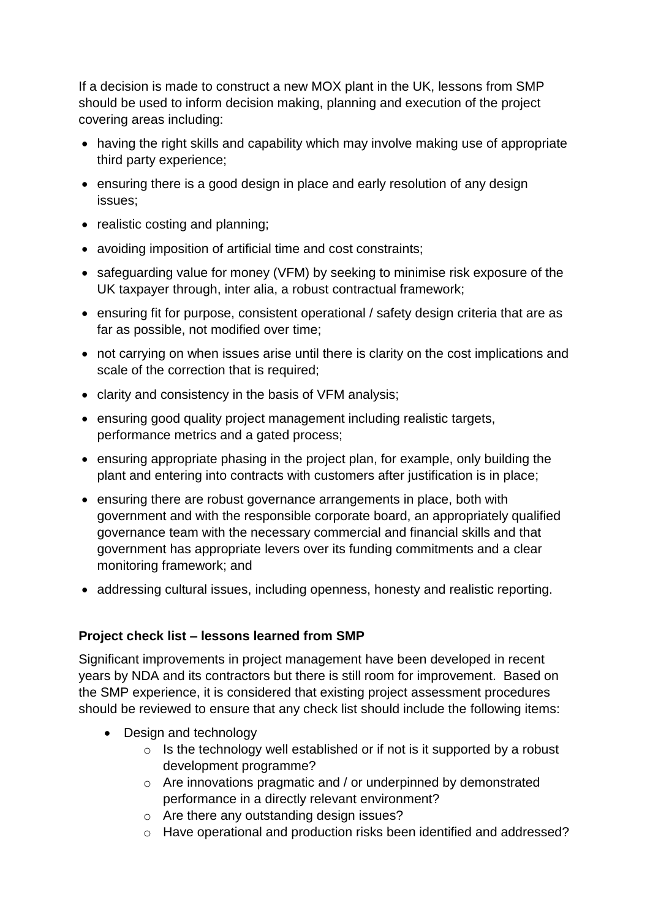If a decision is made to construct a new MOX plant in the UK, lessons from SMP should be used to inform decision making, planning and execution of the project covering areas including:

- having the right skills and capability which may involve making use of appropriate third party experience;
- ensuring there is a good design in place and early resolution of any design issues;
- realistic costing and planning;
- avoiding imposition of artificial time and cost constraints;
- safeguarding value for money (VFM) by seeking to minimise risk exposure of the UK taxpayer through, inter alia, a robust contractual framework;
- ensuring fit for purpose, consistent operational / safety design criteria that are as far as possible, not modified over time;
- not carrying on when issues arise until there is clarity on the cost implications and scale of the correction that is required;
- clarity and consistency in the basis of VFM analysis;
- ensuring good quality project management including realistic targets, performance metrics and a gated process;
- ensuring appropriate phasing in the project plan, for example, only building the plant and entering into contracts with customers after justification is in place;
- ensuring there are robust governance arrangements in place, both with government and with the responsible corporate board, an appropriately qualified governance team with the necessary commercial and financial skills and that government has appropriate levers over its funding commitments and a clear monitoring framework; and
- addressing cultural issues, including openness, honesty and realistic reporting.

**Project check list – lessons learned from SMP**

Significant improvements in project management have been developed in recent years by NDA and its contractors but there is still room for improvement. Based on the SMP experience, it is considered that existing project assessment procedures should be reviewed to ensure that any check list should include the following items:

- Design and technology
  - Is the technology well established or if not is it supported by a robust development programme?
  - Are innovations pragmatic and / or underpinned by demonstrated performance in a directly relevant environment?
  - Are there any outstanding design issues?
  - Have operational and production risks been identified and addressed?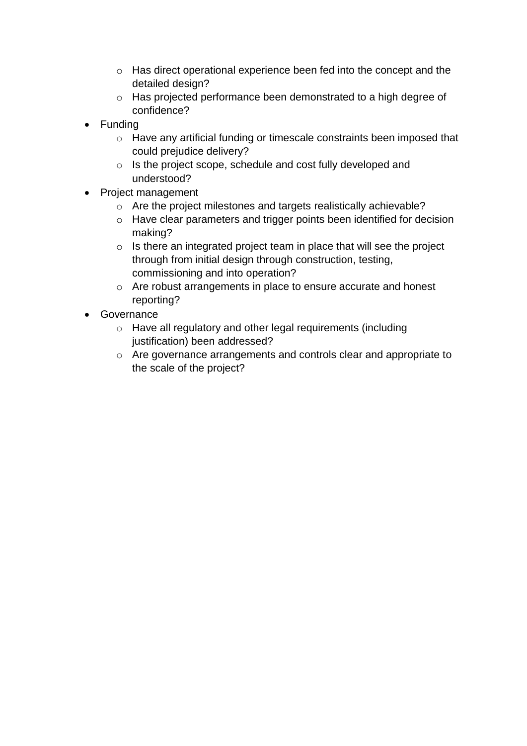- Has direct operational experience been fed into the concept and the detailed design?
  - Has projected performance been demonstrated to a high degree of confidence?
- Funding
  - Have any artificial funding or timescale constraints been imposed that could prejudice delivery?
  - Is the project scope, schedule and cost fully developed and understood?
- Project management
  - Are the project milestones and targets realistically achievable?
  - Have clear parameters and trigger points been identified for decision making?
  - Is there an integrated project team in place that will see the project through from initial design through construction, testing, commissioning and into operation?
  - Are robust arrangements in place to ensure accurate and honest reporting?
- Governance
  - Have all regulatory and other legal requirements (including justification) been addressed?
  - Are governance arrangements and controls clear and appropriate to the scale of the project?